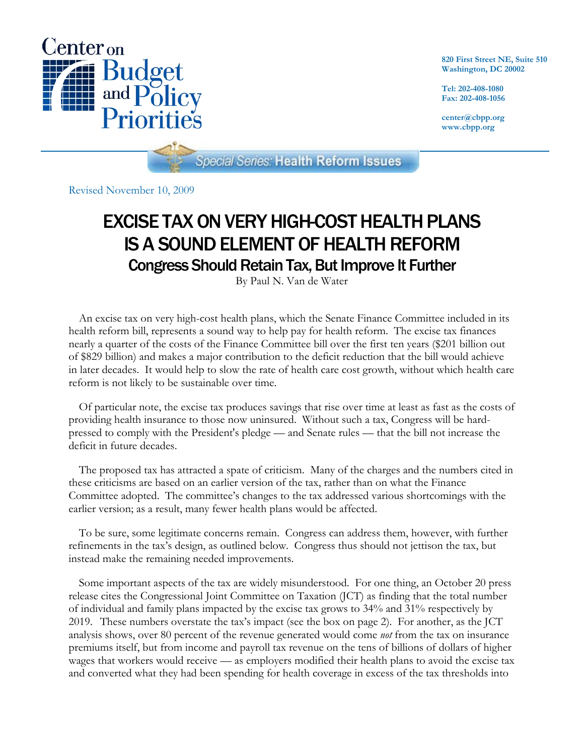Center on Budget and Policy Priorities

820 First Street NE, Suite 510
Washington, DC 20002

Tel: 202-408-1080
Fax: 202-408-1056

center@cbpp.org
www.cbpp.org

Special Series: Health Reform Issues

Revised November 10, 2009

# EXCISE TAX ON VERY HIGH-COST HEALTH PLANS IS A SOUND ELEMENT OF HEALTH REFORM

## Congress Should Retain Tax, But Improve It Further

By Paul N. Van de Water

An excise tax on very high-cost health plans, which the Senate Finance Committee included in its health reform bill, represents a sound way to help pay for health reform. The excise tax finances nearly a quarter of the costs of the Finance Committee bill over the first ten years ($201 billion out of $829 billion) and makes a major contribution to the deficit reduction that the bill would achieve in later decades. It would help to slow the rate of health care cost growth, without which health care reform is not likely to be sustainable over time.

Of particular note, the excise tax produces savings that rise over time at least as fast as the costs of providing health insurance to those now uninsured. Without such a tax, Congress will be hard-pressed to comply with the President's pledge — and Senate rules — that the bill not increase the deficit in future decades.

The proposed tax has attracted a spate of criticism. Many of the charges and the numbers cited in these criticisms are based on an earlier version of the tax, rather than on what the Finance Committee adopted. The committee's changes to the tax addressed various shortcomings with the earlier version; as a result, many fewer health plans would be affected.

To be sure, some legitimate concerns remain. Congress can address them, however, with further refinements in the tax's design, as outlined below. Congress thus should not jettison the tax, but instead make the remaining needed improvements.

Some important aspects of the tax are widely misunderstood. For one thing, an October 20 press release cites the Congressional Joint Committee on Taxation (JCT) as finding that the total number of individual and family plans impacted by the excise tax grows to 34% and 31% respectively by 2019. These numbers overstate the tax's impact (see the box on page 2). For another, as the JCT analysis shows, over 80 percent of the revenue generated would come *not* from the tax on insurance premiums itself, but from income and payroll tax revenue on the tens of billions of dollars of higher wages that workers would receive — as employers modified their health plans to avoid the excise tax and converted what they had been spending for health coverage in excess of the tax thresholds into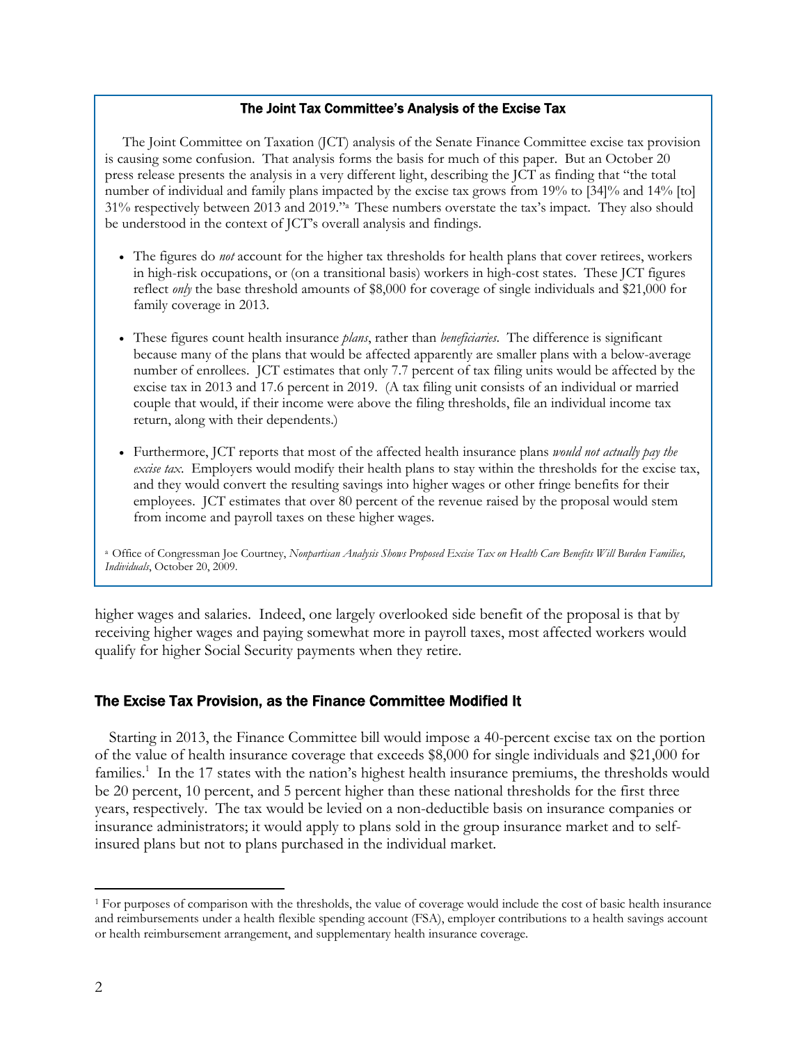### The Joint Tax Committee's Analysis of the Excise Tax

The Joint Committee on Taxation (JCT) analysis of the Senate Finance Committee excise tax provision is causing some confusion. That analysis forms the basis for much of this paper. But an October 20 press release presents the analysis in a very different light, describing the JCT as finding that "the total number of individual and family plans impacted by the excise tax grows from 19% to [34]% and 14% [to] 31% respectively between 2013 and 2019."[a] These numbers overstate the tax's impact. They also should be understood in the context of JCT's overall analysis and findings.

- The figures do *not* account for the higher tax thresholds for health plans that cover retirees, workers in high-risk occupations, or (on a transitional basis) workers in high-cost states. These JCT figures reflect *only* the base threshold amounts of $8,000 for coverage of single individuals and $21,000 for family coverage in 2013.
- These figures count health insurance *plans*, rather than *beneficiaries*. The difference is significant because many of the plans that would be affected apparently are smaller plans with a below-average number of enrollees. JCT estimates that only 7.7 percent of tax filing units would be affected by the excise tax in 2013 and 17.6 percent in 2019. (A tax filing unit consists of an individual or married couple that would, if their income were above the filing thresholds, file an individual income tax return, along with their dependents.)
- Furthermore, JCT reports that most of the affected health insurance plans *would not actually pay the excise tax*. Employers would modify their health plans to stay within the thresholds for the excise tax, and they would convert the resulting savings into higher wages or other fringe benefits for their employees. JCT estimates that over 80 percent of the revenue raised by the proposal would stem from income and payroll taxes on these higher wages.

[a] Office of Congressman Joe Courtney, *Nonpartisan Analysis Shows Proposed Excise Tax on Health Care Benefits Will Burden Families, Individuals*, October 20, 2009.

higher wages and salaries. Indeed, one largely overlooked side benefit of the proposal is that by receiving higher wages and paying somewhat more in payroll taxes, most affected workers would qualify for higher Social Security payments when they retire.

## The Excise Tax Provision, as the Finance Committee Modified It

Starting in 2013, the Finance Committee bill would impose a 40-percent excise tax on the portion of the value of health insurance coverage that exceeds $8,000 for single individuals and $21,000 for families.[1] In the 17 states with the nation's highest health insurance premiums, the thresholds would be 20 percent, 10 percent, and 5 percent higher than these national thresholds for the first three years, respectively. The tax would be levied on a non-deductible basis on insurance companies or insurance administrators; it would apply to plans sold in the group insurance market and to self-insured plans but not to plans purchased in the individual market.

[1] For purposes of comparison with the thresholds, the value of coverage would include the cost of basic health insurance and reimbursements under a health flexible spending account (FSA), employer contributions to a health savings account or health reimbursement arrangement, and supplementary health insurance coverage.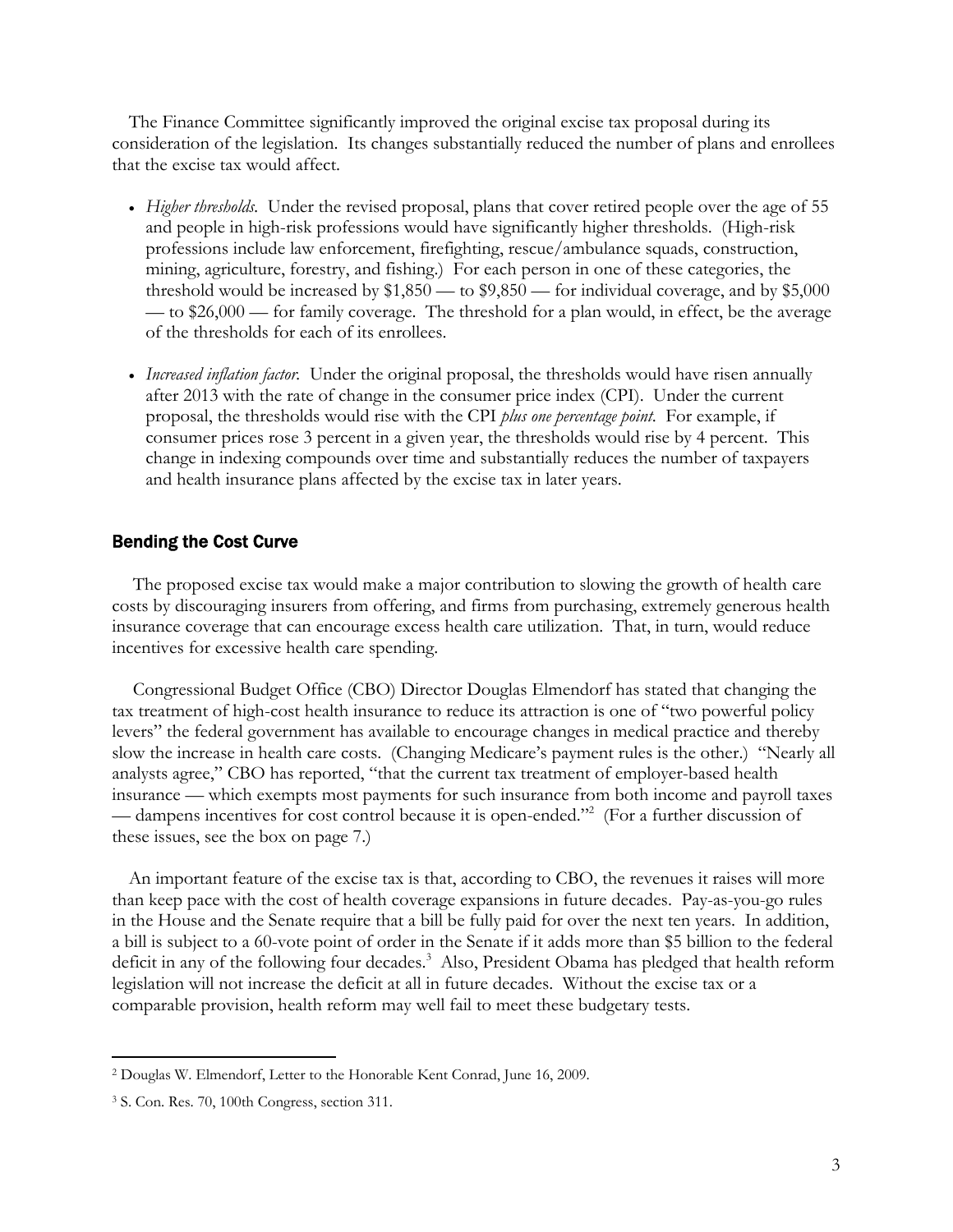The Finance Committee significantly improved the original excise tax proposal during its consideration of the legislation. Its changes substantially reduced the number of plans and enrollees that the excise tax would affect.

- *Higher thresholds.* Under the revised proposal, plans that cover retired people over the age of 55 and people in high-risk professions would have significantly higher thresholds. (High-risk professions include law enforcement, firefighting, rescue/ambulance squads, construction, mining, agriculture, forestry, and fishing.) For each person in one of these categories, the threshold would be increased by $1,850 — to $9,850 — for individual coverage, and by $5,000 — to $26,000 — for family coverage. The threshold for a plan would, in effect, be the average of the thresholds for each of its enrollees.

- *Increased inflation factor.* Under the original proposal, the thresholds would have risen annually after 2013 with the rate of change in the consumer price index (CPI). Under the current proposal, the thresholds would rise with the CPI *plus one percentage point*. For example, if consumer prices rose 3 percent in a given year, the thresholds would rise by 4 percent. This change in indexing compounds over time and substantially reduces the number of taxpayers and health insurance plans affected by the excise tax in later years.

## Bending the Cost Curve

The proposed excise tax would make a major contribution to slowing the growth of health care costs by discouraging insurers from offering, and firms from purchasing, extremely generous health insurance coverage that can encourage excess health care utilization. That, in turn, would reduce incentives for excessive health care spending.

Congressional Budget Office (CBO) Director Douglas Elmendorf has stated that changing the tax treatment of high-cost health insurance to reduce its attraction is one of "two powerful policy levers" the federal government has available to encourage changes in medical practice and thereby slow the increase in health care costs. (Changing Medicare's payment rules is the other.) "Nearly all analysts agree," CBO has reported, "that the current tax treatment of employer-based health insurance — which exempts most payments for such insurance from both income and payroll taxes — dampens incentives for cost control because it is open-ended."[2] (For a further discussion of these issues, see the box on page 7.)

An important feature of the excise tax is that, according to CBO, the revenues it raises will more than keep pace with the cost of health coverage expansions in future decades. Pay-as-you-go rules in the House and the Senate require that a bill be fully paid for over the next ten years. In addition, a bill is subject to a 60-vote point of order in the Senate if it adds more than $5 billion to the federal deficit in any of the following four decades.[3] Also, President Obama has pledged that health reform legislation will not increase the deficit at all in future decades. Without the excise tax or a comparable provision, health reform may well fail to meet these budgetary tests.

---

[2] Douglas W. Elmendorf, Letter to the Honorable Kent Conrad, June 16, 2009.

[3] S. Con. Res. 70, 100th Congress, section 311.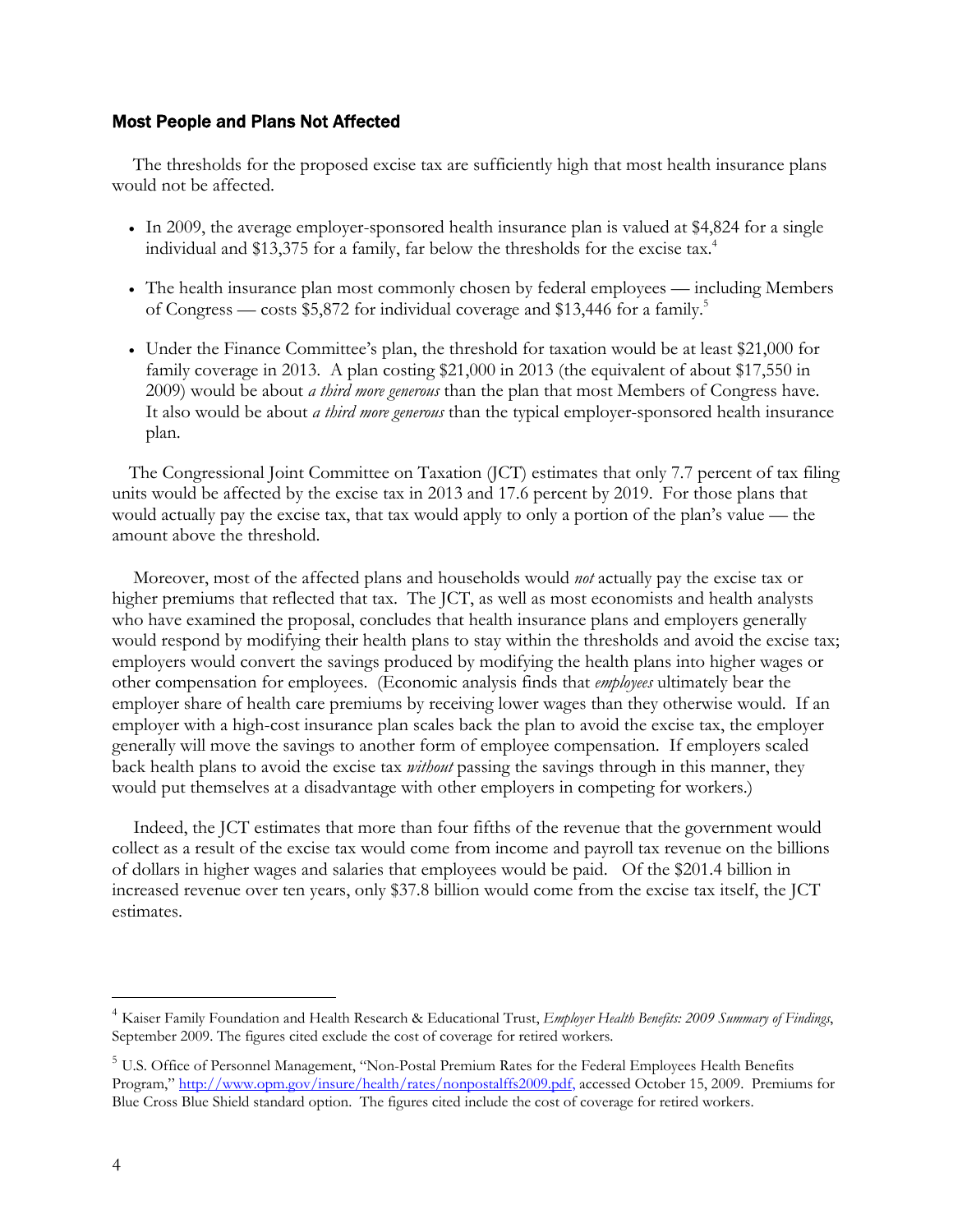## Most People and Plans Not Affected

The thresholds for the proposed excise tax are sufficiently high that most health insurance plans would not be affected.

- In 2009, the average employer-sponsored health insurance plan is valued at $4,824 for a single individual and $13,375 for a family, far below the thresholds for the excise tax.[4]
- The health insurance plan most commonly chosen by federal employees — including Members of Congress — costs $5,872 for individual coverage and $13,446 for a family.[5]
- Under the Finance Committee's plan, the threshold for taxation would be at least $21,000 for family coverage in 2013. A plan costing $21,000 in 2013 (the equivalent of about $17,550 in 2009) would be about *a third more generous* than the plan that most Members of Congress have. It also would be about *a third more generous* than the typical employer-sponsored health insurance plan.

The Congressional Joint Committee on Taxation (JCT) estimates that only 7.7 percent of tax filing units would be affected by the excise tax in 2013 and 17.6 percent by 2019. For those plans that would actually pay the excise tax, that tax would apply to only a portion of the plan's value — the amount above the threshold.

Moreover, most of the affected plans and households would *not* actually pay the excise tax or higher premiums that reflected that tax. The JCT, as well as most economists and health analysts who have examined the proposal, concludes that health insurance plans and employers generally would respond by modifying their health plans to stay within the thresholds and avoid the excise tax; employers would convert the savings produced by modifying the health plans into higher wages or other compensation for employees. (Economic analysis finds that *employees* ultimately bear the employer share of health care premiums by receiving lower wages than they otherwise would. If an employer with a high-cost insurance plan scales back the plan to avoid the excise tax, the employer generally will move the savings to another form of employee compensation. If employers scaled back health plans to avoid the excise tax *without* passing the savings through in this manner, they would put themselves at a disadvantage with other employers in competing for workers.)

Indeed, the JCT estimates that more than four fifths of the revenue that the government would collect as a result of the excise tax would come from income and payroll tax revenue on the billions of dollars in higher wages and salaries that employees would be paid. Of the $201.4 billion in increased revenue over ten years, only $37.8 billion would come from the excise tax itself, the JCT estimates.

---

[4] Kaiser Family Foundation and Health Research & Educational Trust, *Employer Health Benefits: 2009 Summary of Findings*, September 2009. The figures cited exclude the cost of coverage for retired workers.

[5] U.S. Office of Personnel Management, "Non-Postal Premium Rates for the Federal Employees Health Benefits Program," http://www.opm.gov/insure/health/rates/nonpostalffs2009.pdf, accessed October 15, 2009. Premiums for Blue Cross Blue Shield standard option. The figures cited include the cost of coverage for retired workers.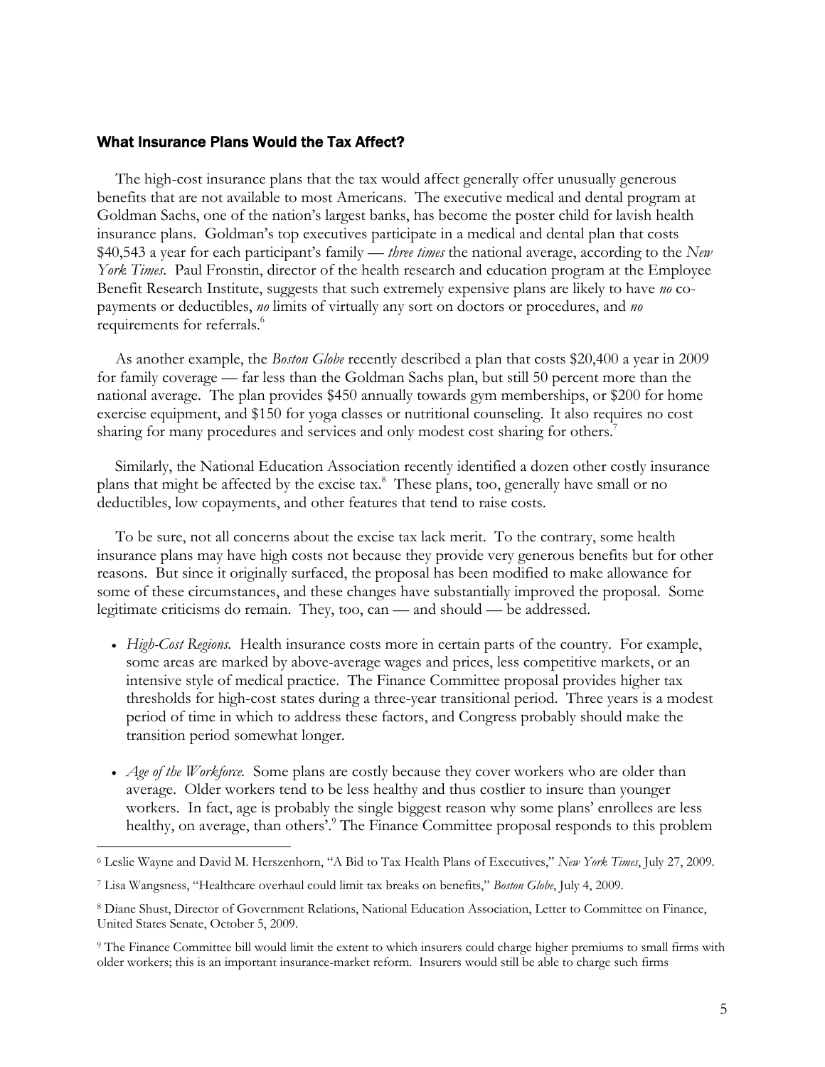## What Insurance Plans Would the Tax Affect?

The high-cost insurance plans that the tax would affect generally offer unusually generous benefits that are not available to most Americans. The executive medical and dental program at Goldman Sachs, one of the nation's largest banks, has become the poster child for lavish health insurance plans. Goldman's top executives participate in a medical and dental plan that costs $40,543 a year for each participant's family — *three times* the national average, according to the *New York Times*. Paul Fronstin, director of the health research and education program at the Employee Benefit Research Institute, suggests that such extremely expensive plans are likely to have *no* co-payments or deductibles, *no* limits of virtually any sort on doctors or procedures, and *no* requirements for referrals.[6]

As another example, the *Boston Globe* recently described a plan that costs $20,400 a year in 2009 for family coverage — far less than the Goldman Sachs plan, but still 50 percent more than the national average. The plan provides $450 annually towards gym memberships, or $200 for home exercise equipment, and $150 for yoga classes or nutritional counseling. It also requires no cost sharing for many procedures and services and only modest cost sharing for others.[7]

Similarly, the National Education Association recently identified a dozen other costly insurance plans that might be affected by the excise tax.[8] These plans, too, generally have small or no deductibles, low copayments, and other features that tend to raise costs.

To be sure, not all concerns about the excise tax lack merit. To the contrary, some health insurance plans may have high costs not because they provide very generous benefits but for other reasons. But since it originally surfaced, the proposal has been modified to make allowance for some of these circumstances, and these changes have substantially improved the proposal. Some legitimate criticisms do remain. They, too, can — and should — be addressed.

- *High-Cost Regions.* Health insurance costs more in certain parts of the country. For example, some areas are marked by above-average wages and prices, less competitive markets, or an intensive style of medical practice. The Finance Committee proposal provides higher tax thresholds for high-cost states during a three-year transitional period. Three years is a modest period of time in which to address these factors, and Congress probably should make the transition period somewhat longer.

- *Age of the Workforce.* Some plans are costly because they cover workers who are older than average. Older workers tend to be less healthy and thus costlier to insure than younger workers. In fact, age is probably the single biggest reason why some plans' enrollees are less healthy, on average, than others'.[9] The Finance Committee proposal responds to this problem

---

[6] Leslie Wayne and David M. Herszenhorn, "A Bid to Tax Health Plans of Executives," *New York Times*, July 27, 2009.

[7] Lisa Wangsness, "Healthcare overhaul could limit tax breaks on benefits," *Boston Globe*, July 4, 2009.

[8] Diane Shust, Director of Government Relations, National Education Association, Letter to Committee on Finance, United States Senate, October 5, 2009.

[9] The Finance Committee bill would limit the extent to which insurers could charge higher premiums to small firms with older workers; this is an important insurance-market reform. Insurers would still be able to charge such firms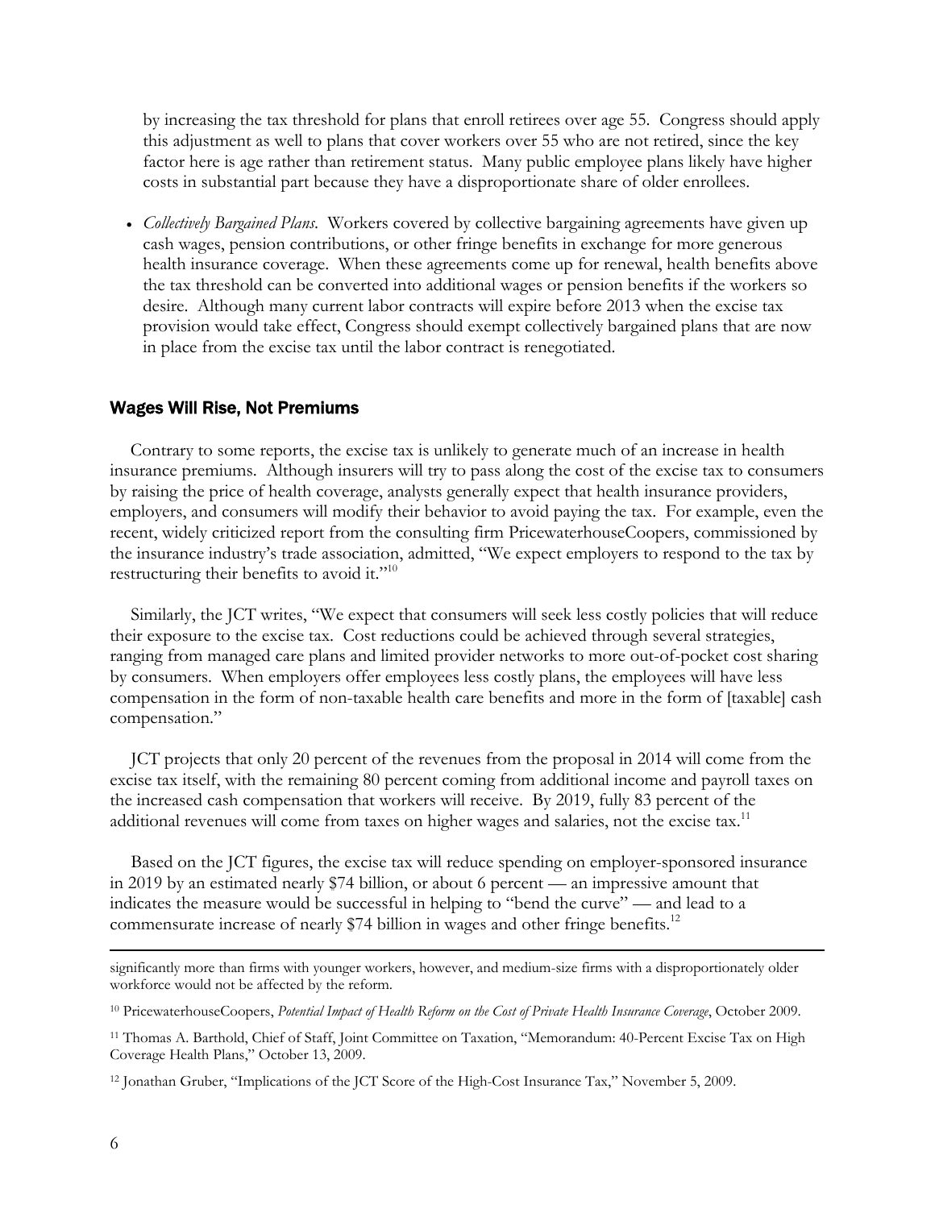by increasing the tax threshold for plans that enroll retirees over age 55. Congress should apply this adjustment as well to plans that cover workers over 55 who are not retired, since the key factor here is age rather than retirement status. Many public employee plans likely have higher costs in substantial part because they have a disproportionate share of older enrollees.

- *Collectively Bargained Plans.* Workers covered by collective bargaining agreements have given up cash wages, pension contributions, or other fringe benefits in exchange for more generous health insurance coverage. When these agreements come up for renewal, health benefits above the tax threshold can be converted into additional wages or pension benefits if the workers so desire. Although many current labor contracts will expire before 2013 when the excise tax provision would take effect, Congress should exempt collectively bargained plans that are now in place from the excise tax until the labor contract is renegotiated.

### Wages Will Rise, Not Premiums

Contrary to some reports, the excise tax is unlikely to generate much of an increase in health insurance premiums. Although insurers will try to pass along the cost of the excise tax to consumers by raising the price of health coverage, analysts generally expect that health insurance providers, employers, and consumers will modify their behavior to avoid paying the tax. For example, even the recent, widely criticized report from the consulting firm PricewaterhouseCoopers, commissioned by the insurance industry's trade association, admitted, "We expect employers to respond to the tax by restructuring their benefits to avoid it."[10]

Similarly, the JCT writes, "We expect that consumers will seek less costly policies that will reduce their exposure to the excise tax. Cost reductions could be achieved through several strategies, ranging from managed care plans and limited provider networks to more out-of-pocket cost sharing by consumers. When employers offer employees less costly plans, the employees will have less compensation in the form of non-taxable health care benefits and more in the form of [taxable] cash compensation."

JCT projects that only 20 percent of the revenues from the proposal in 2014 will come from the excise tax itself, with the remaining 80 percent coming from additional income and payroll taxes on the increased cash compensation that workers will receive. By 2019, fully 83 percent of the additional revenues will come from taxes on higher wages and salaries, not the excise tax.[11]

Based on the JCT figures, the excise tax will reduce spending on employer-sponsored insurance in 2019 by an estimated nearly \$74 billion, or about 6 percent — an impressive amount that indicates the measure would be successful in helping to "bend the curve" — and lead to a commensurate increase of nearly \$74 billion in wages and other fringe benefits.[12]

---

significantly more than firms with younger workers, however, and medium-size firms with a disproportionately older workforce would not be affected by the reform.

[10] PricewaterhouseCoopers, *Potential Impact of Health Reform on the Cost of Private Health Insurance Coverage*, October 2009.

[11] Thomas A. Barthold, Chief of Staff, Joint Committee on Taxation, "Memorandum: 40-Percent Excise Tax on High Coverage Health Plans," October 13, 2009.

[12] Jonathan Gruber, "Implications of the JCT Score of the High-Cost Insurance Tax," November 5, 2009.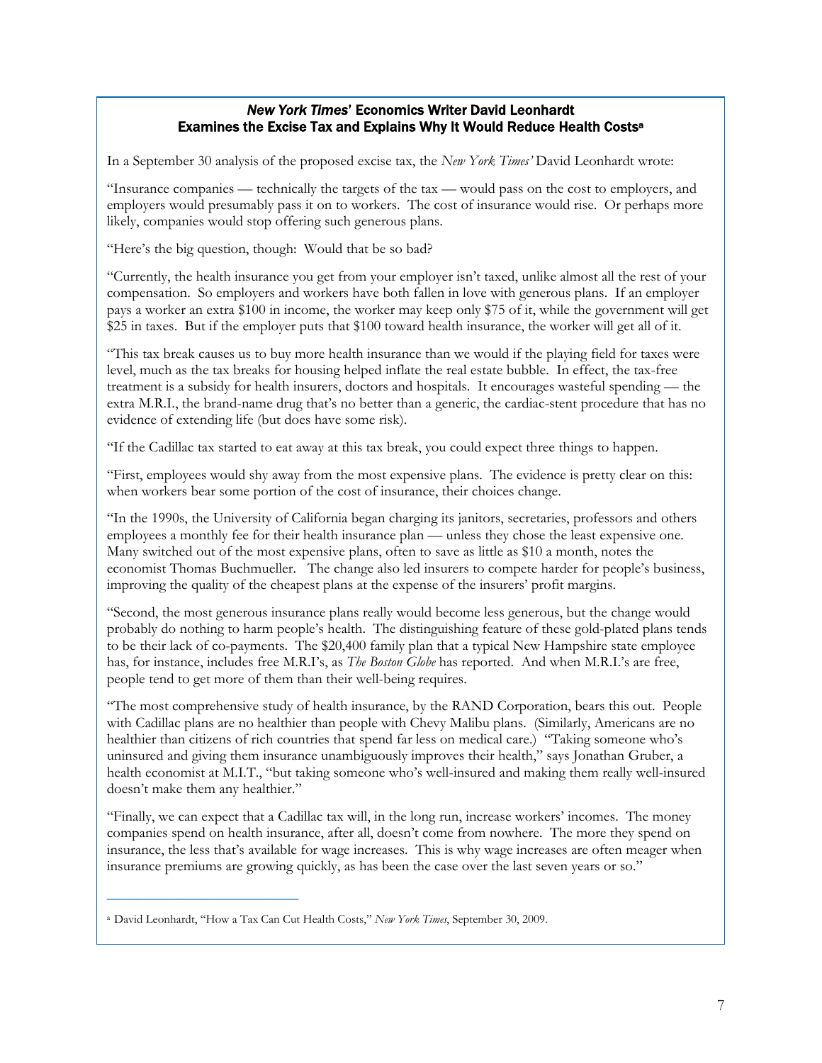### *New York Times*' Economics Writer David Leonhardt Examines the Excise Tax and Explains Why It Would Reduce Health Costs[a]

In a September 30 analysis of the proposed excise tax, the *New York Times'* David Leonhardt wrote:

"Insurance companies — technically the targets of the tax — would pass on the cost to employers, and employers would presumably pass it on to workers. The cost of insurance would rise. Or perhaps more likely, companies would stop offering such generous plans.

"Here's the big question, though: Would that be so bad?

"Currently, the health insurance you get from your employer isn't taxed, unlike almost all the rest of your compensation. So employers and workers have both fallen in love with generous plans. If an employer pays a worker an extra $100 in income, the worker may keep only $75 of it, while the government will get $25 in taxes. But if the employer puts that $100 toward health insurance, the worker will get all of it.

"This tax break causes us to buy more health insurance than we would if the playing field for taxes were level, much as the tax breaks for housing helped inflate the real estate bubble. In effect, the tax-free treatment is a subsidy for health insurers, doctors and hospitals. It encourages wasteful spending — the extra M.R.I., the brand-name drug that's no better than a generic, the cardiac-stent procedure that has no evidence of extending life (but does have some risk).

"If the Cadillac tax started to eat away at this tax break, you could expect three things to happen.

"First, employees would shy away from the most expensive plans. The evidence is pretty clear on this: when workers bear some portion of the cost of insurance, their choices change.

"In the 1990s, the University of California began charging its janitors, secretaries, professors and others employees a monthly fee for their health insurance plan — unless they chose the least expensive one. Many switched out of the most expensive plans, often to save as little as $10 a month, notes the economist Thomas Buchmueller. The change also led insurers to compete harder for people's business, improving the quality of the cheapest plans at the expense of the insurers' profit margins.

"Second, the most generous insurance plans really would become less generous, but the change would probably do nothing to harm people's health. The distinguishing feature of these gold-plated plans tends to be their lack of co-payments. The $20,400 family plan that a typical New Hampshire state employee has, for instance, includes free M.R.I's, as *The Boston Globe* has reported. And when M.R.I.'s are free, people tend to get more of them than their well-being requires.

"The most comprehensive study of health insurance, by the RAND Corporation, bears this out. People with Cadillac plans are no healthier than people with Chevy Malibu plans. (Similarly, Americans are no healthier than citizens of rich countries that spend far less on medical care.) "Taking someone who's uninsured and giving them insurance unambiguously improves their health," says Jonathan Gruber, a health economist at M.I.T., "but taking someone who's well-insured and making them really well-insured doesn't make them any healthier."

"Finally, we can expect that a Cadillac tax will, in the long run, increase workers' incomes. The money companies spend on health insurance, after all, doesn't come from nowhere. The more they spend on insurance, the less that's available for wage increases. This is why wage increases are often meager when insurance premiums are growing quickly, as has been the case over the last seven years or so."

---

[a] David Leonhardt, "How a Tax Can Cut Health Costs," *New York Times*, September 30, 2009.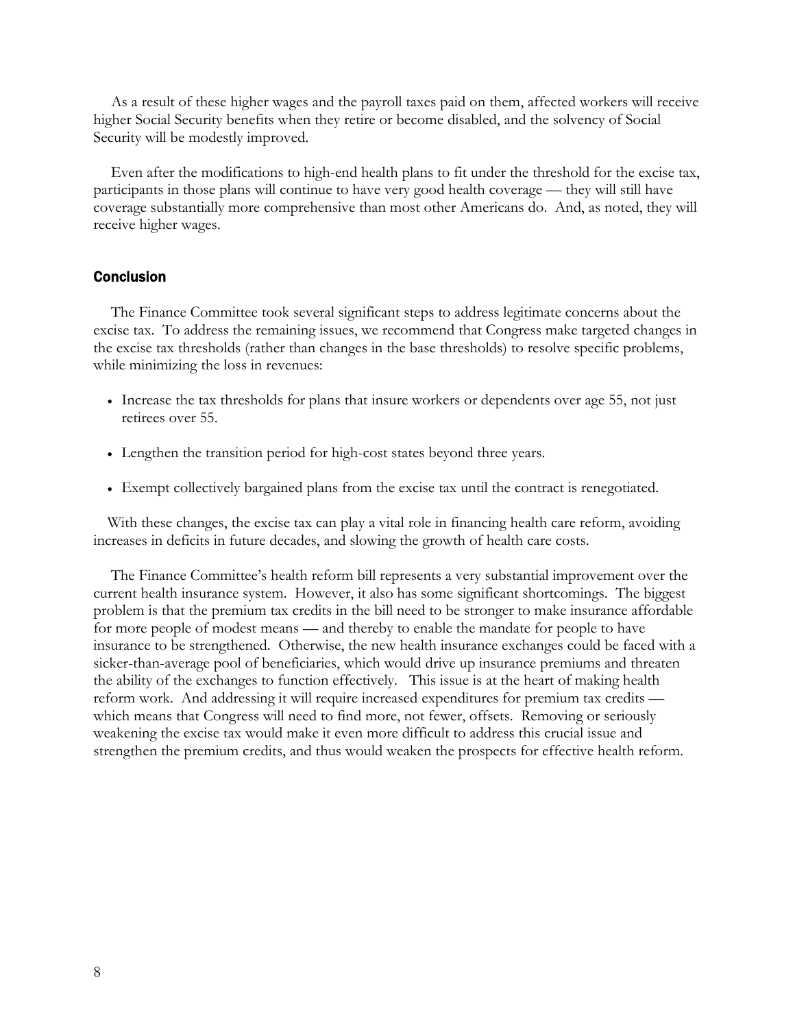As a result of these higher wages and the payroll taxes paid on them, affected workers will receive higher Social Security benefits when they retire or become disabled, and the solvency of Social Security will be modestly improved.

Even after the modifications to high-end health plans to fit under the threshold for the excise tax, participants in those plans will continue to have very good health coverage — they will still have coverage substantially more comprehensive than most other Americans do. And, as noted, they will receive higher wages.

## Conclusion

The Finance Committee took several significant steps to address legitimate concerns about the excise tax. To address the remaining issues, we recommend that Congress make targeted changes in the excise tax thresholds (rather than changes in the base thresholds) to resolve specific problems, while minimizing the loss in revenues:

- Increase the tax thresholds for plans that insure workers or dependents over age 55, not just retirees over 55.
- Lengthen the transition period for high-cost states beyond three years.
- Exempt collectively bargained plans from the excise tax until the contract is renegotiated.

With these changes, the excise tax can play a vital role in financing health care reform, avoiding increases in deficits in future decades, and slowing the growth of health care costs.

The Finance Committee's health reform bill represents a very substantial improvement over the current health insurance system. However, it also has some significant shortcomings. The biggest problem is that the premium tax credits in the bill need to be stronger to make insurance affordable for more people of modest means — and thereby to enable the mandate for people to have insurance to be strengthened. Otherwise, the new health insurance exchanges could be faced with a sicker-than-average pool of beneficiaries, which would drive up insurance premiums and threaten the ability of the exchanges to function effectively. This issue is at the heart of making health reform work. And addressing it will require increased expenditures for premium tax credits — which means that Congress will need to find more, not fewer, offsets. Removing or seriously weakening the excise tax would make it even more difficult to address this crucial issue and strengthen the premium credits, and thus would weaken the prospects for effective health reform.